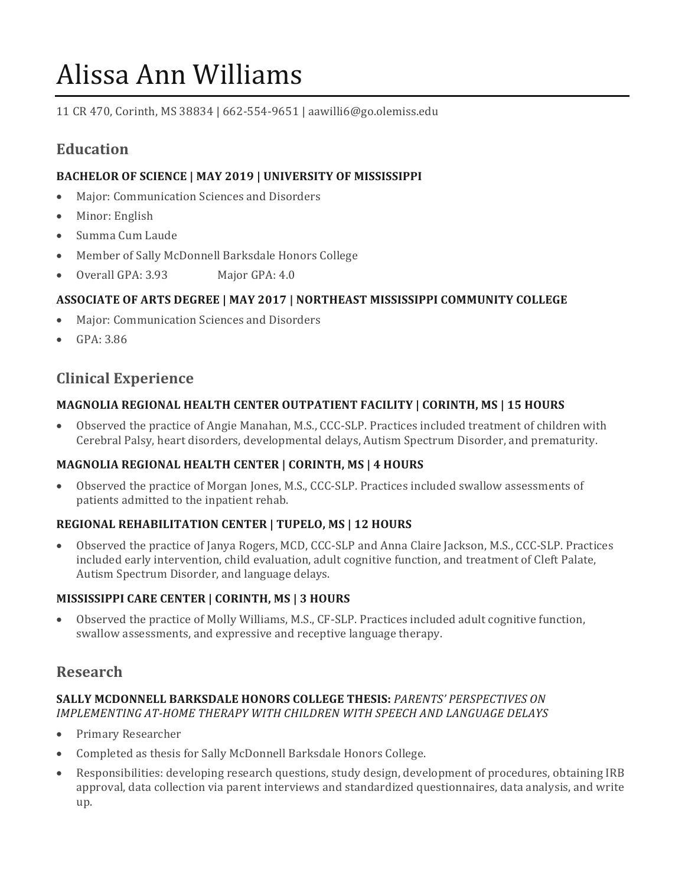# Alissa Ann Williams

11 CR 470, Corinth, MS 38834 | 662-554-9651 | aawilli6@go.olemiss.edu

## Education

### BACHELOR OF SCIENCE | MAY 2019 | UNIVERSITY OF MISSISSIPPI

- Major: Communication Sciences and Disorders
- Minor: English
- Summa Cum Laude
- Member of Sally McDonnell Barksdale Honors College
- Overall GPA: 3.93 Major GPA: 4.0

### ASSOCIATE OF ARTS DEGREE | MAY 2017 | NORTHEAST MISSISSIPPI COMMUNITY COLLEGE

- Major: Communication Sciences and Disorders
- GPA: 3.86

## Clinical Experience

### MAGNOLIA REGIONAL HEALTH CENTER OUTPATIENT FACILITY | CORINTH, MS | 15 HOURS

- Observed the practice of Angie Manahan, M.S., CCC-SLP. Practices included treatment of children with Cerebral Palsy, heart disorders, developmental delays, Autism Spectrum Disorder, and prematurity.

### MAGNOLIA REGIONAL HEALTH CENTER | CORINTH, MS | 4 HOURS

- Observed the practice of Morgan Jones, M.S., CCC-SLP. Practices included swallow assessments of patients admitted to the inpatient rehab.

### REGIONAL REHABILITATION CENTER | TUPELO, MS | 12 HOURS

- Observed the practice of Janya Rogers, MCD, CCC-SLP and Anna Claire Jackson, M.S., CCC-SLP. Practices included early intervention, child evaluation, adult cognitive function, and treatment of Cleft Palate, Autism Spectrum Disorder, and language delays.

### MISSISSIPPI CARE CENTER | CORINTH, MS | 3 HOURS

- Observed the practice of Molly Williams, M.S., CF-SLP. Practices included adult cognitive function, swallow assessments, and expressive and receptive language therapy.

## Research

### SALLY MCDONNELL BARKSDALE HONORS COLLEGE THESIS: *PARENTS' PERSPECTIVES ON IMPLEMENTING AT-HOME THERAPY WITH CHILDREN WITH SPEECH AND LANGUAGE DELAYS*

- Primary Researcher
- Completed as thesis for Sally McDonnell Barksdale Honors College.
- Responsibilities: developing research questions, study design, development of procedures, obtaining IRB approval, data collection via parent interviews and standardized questionnaires, data analysis, and write up.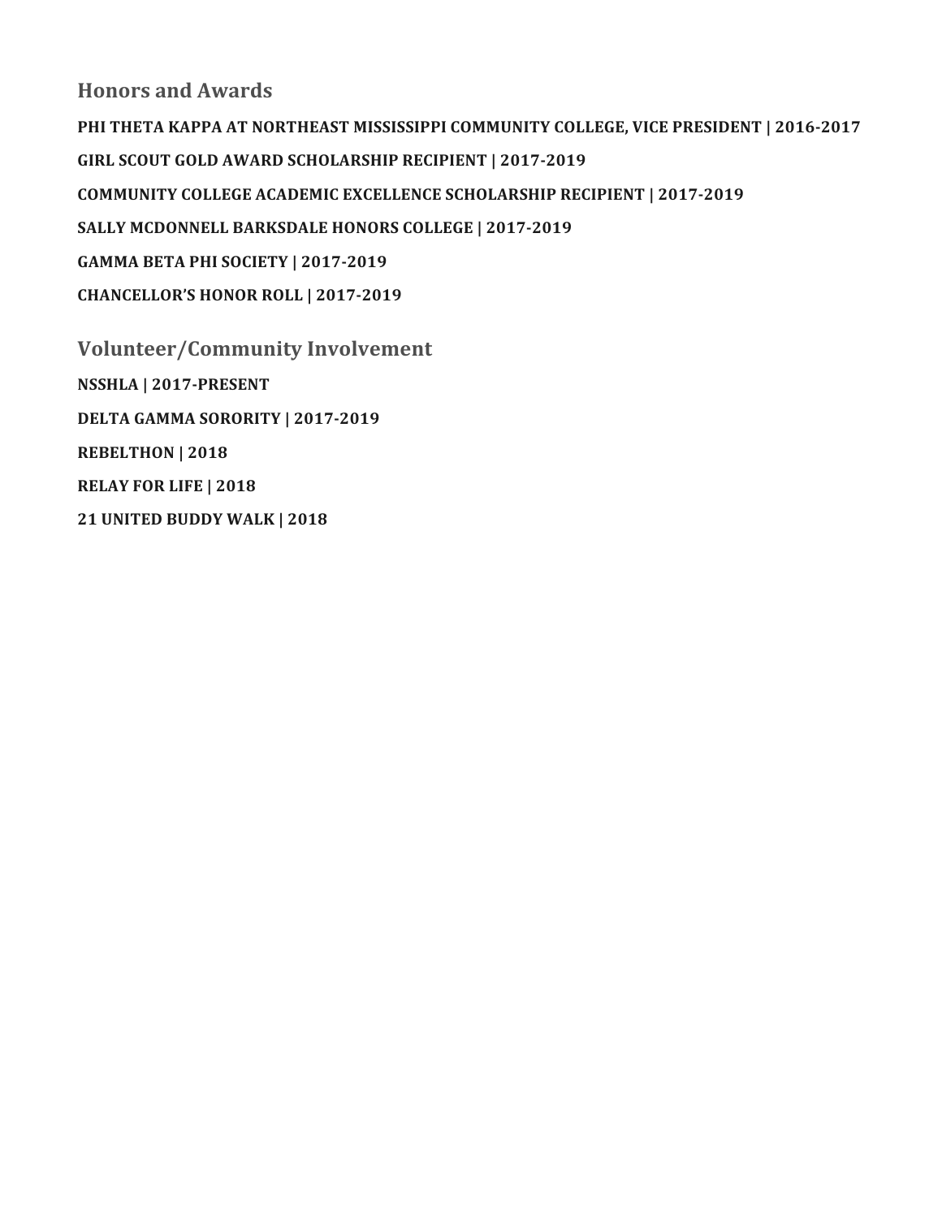## Honors and Awards

**PHI THETA KAPPA AT NORTHEAST MISSISSIPPI COMMUNITY COLLEGE, VICE PRESIDENT | 2016-2017**

**GIRL SCOUT GOLD AWARD SCHOLARSHIP RECIPIENT | 2017-2019**

**COMMUNITY COLLEGE ACADEMIC EXCELLENCE SCHOLARSHIP RECIPIENT | 2017-2019**

**SALLY MCDONNELL BARKSDALE HONORS COLLEGE | 2017-2019**

**GAMMA BETA PHI SOCIETY | 2017-2019**

**CHANCELLOR'S HONOR ROLL | 2017-2019**

## Volunteer/Community Involvement

**NSSHLA | 2017-PRESENT**

**DELTA GAMMA SORORITY | 2017-2019**

**REBELTHON | 2018**

**RELAY FOR LIFE | 2018**

**21 UNITED BUDDY WALK | 2018**